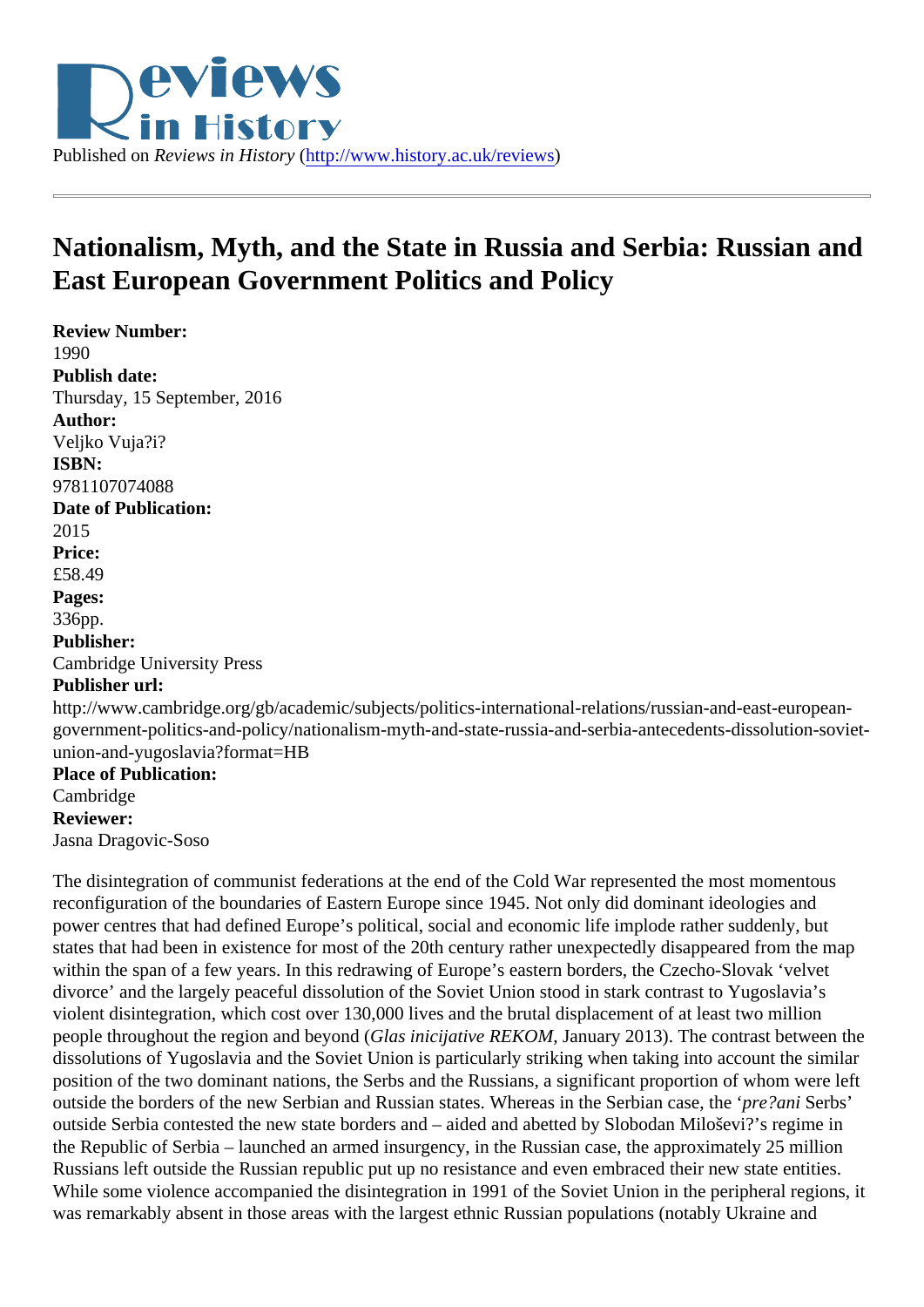Published on *Reviews in History* (http://www.history.ac.uk/reviews)

# Nationalism, Myth, and the State in Russia and Serbia: Russian and East European Government Politics and Policy

**Review Number:**
1990

**Publish date:**
Thursday, 15 September, 2016

**Author:**
Veljko Vuja?i?

**ISBN:**
9781107074088

**Date of Publication:**
2015

**Price:**
£58.49

**Pages:**
336pp.

**Publisher:**
Cambridge University Press

**Publisher url:**
http://www.cambridge.org/gb/academic/subjects/politics-international-relations/russian-and-east-european-government-politics-and-policy/nationalism-myth-and-state-russia-and-serbia-antecedents-dissolution-soviet-union-and-yugoslavia?format=HB

**Place of Publication:**
Cambridge

**Reviewer:**
Jasna Dragovic-Soso

The disintegration of communist federations at the end of the Cold War represented the most momentous reconfiguration of the boundaries of Eastern Europe since 1945. Not only did dominant ideologies and power centres that had defined Europe's political, social and economic life implode rather suddenly, but states that had been in existence for most of the 20th century rather unexpectedly disappeared from the map within the span of a few years. In this redrawing of Europe's eastern borders, the Czecho-Slovak 'velvet divorce' and the largely peaceful dissolution of the Soviet Union stood in stark contrast to Yugoslavia's violent disintegration, which cost over 130,000 lives and the brutal displacement of at least two million people throughout the region and beyond (*Glas inicijative REKOM*, January 2013). The contrast between the dissolutions of Yugoslavia and the Soviet Union is particularly striking when taking into account the similar position of the two dominant nations, the Serbs and the Russians, a significant proportion of whom were left outside the borders of the new Serbian and Russian states. Whereas in the Serbian case, the '*pre?ani* Serbs' outside Serbia contested the new state borders and – aided and abetted by Slobodan Miloševi?'s regime in the Republic of Serbia – launched an armed insurgency, in the Russian case, the approximately 25 million Russians left outside the Russian republic put up no resistance and even embraced their new state entities. While some violence accompanied the disintegration in 1991 of the Soviet Union in the peripheral regions, it was remarkably absent in those areas with the largest ethnic Russian populations (notably Ukraine and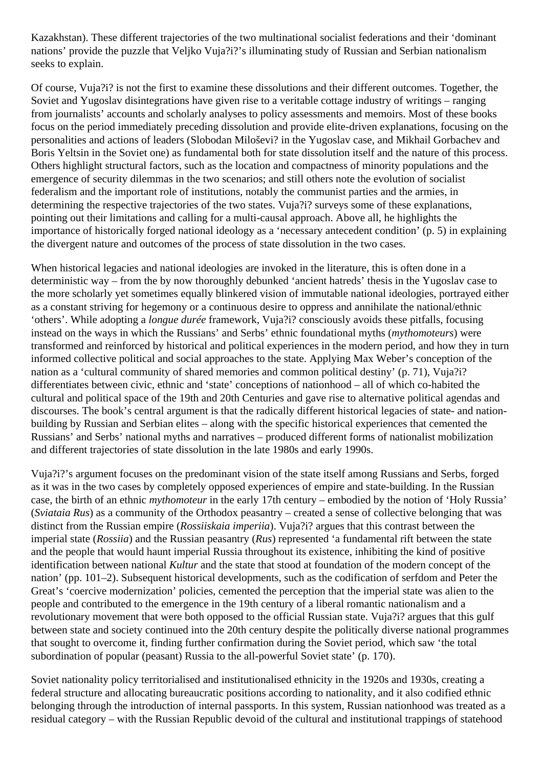Kazakhstan). These different trajectories of the two multinational socialist federations and their 'dominant nations' provide the puzzle that Veljko Vuja?i?'s illuminating study of Russian and Serbian nationalism seeks to explain.

Of course, Vuja?i? is not the first to examine these dissolutions and their different outcomes. Together, the Soviet and Yugoslav disintegrations have given rise to a veritable cottage industry of writings – ranging from journalists' accounts and scholarly analyses to policy assessments and memoirs. Most of these books focus on the period immediately preceding dissolution and provide elite-driven explanations, focusing on the personalities and actions of leaders (Slobodan Miloševi? in the Yugoslav case, and Mikhail Gorbachev and Boris Yeltsin in the Soviet one) as fundamental both for state dissolution itself and the nature of this process. Others highlight structural factors, such as the location and compactness of minority populations and the emergence of security dilemmas in the two scenarios; and still others note the evolution of socialist federalism and the important role of institutions, notably the communist parties and the armies, in determining the respective trajectories of the two states. Vuja?i? surveys some of these explanations, pointing out their limitations and calling for a multi-causal approach. Above all, he highlights the importance of historically forged national ideology as a 'necessary antecedent condition' (p. 5) in explaining the divergent nature and outcomes of the process of state dissolution in the two cases.

When historical legacies and national ideologies are invoked in the literature, this is often done in a deterministic way – from the by now thoroughly debunked 'ancient hatreds' thesis in the Yugoslav case to the more scholarly yet sometimes equally blinkered vision of immutable national ideologies, portrayed either as a constant striving for hegemony or a continuous desire to oppress and annihilate the national/ethnic 'others'. While adopting a *longue durée* framework, Vuja?i? consciously avoids these pitfalls, focusing instead on the ways in which the Russians' and Serbs' ethnic foundational myths (*mythomoteurs*) were transformed and reinforced by historical and political experiences in the modern period, and how they in turn informed collective political and social approaches to the state. Applying Max Weber's conception of the nation as a 'cultural community of shared memories and common political destiny' (p. 71), Vuja?i? differentiates between civic, ethnic and 'state' conceptions of nationhood – all of which co-habited the cultural and political space of the 19th and 20th Centuries and gave rise to alternative political agendas and discourses. The book's central argument is that the radically different historical legacies of state- and nation-building by Russian and Serbian elites – along with the specific historical experiences that cemented the Russians' and Serbs' national myths and narratives – produced different forms of nationalist mobilization and different trajectories of state dissolution in the late 1980s and early 1990s.

Vuja?i?'s argument focuses on the predominant vision of the state itself among Russians and Serbs, forged as it was in the two cases by completely opposed experiences of empire and state-building. In the Russian case, the birth of an ethnic *mythomoteur* in the early 17th century – embodied by the notion of 'Holy Russia' (*Sviataia Rus*) as a community of the Orthodox peasantry – created a sense of collective belonging that was distinct from the Russian empire (*Rossiiskaia imperiia*). Vuja?i? argues that this contrast between the imperial state (*Rossiia*) and the Russian peasantry (*Rus*) represented 'a fundamental rift between the state and the people that would haunt imperial Russia throughout its existence, inhibiting the kind of positive identification between national *Kultur* and the state that stood at foundation of the modern concept of the nation' (pp. 101–2). Subsequent historical developments, such as the codification of serfdom and Peter the Great's 'coercive modernization' policies, cemented the perception that the imperial state was alien to the people and contributed to the emergence in the 19th century of a liberal romantic nationalism and a revolutionary movement that were both opposed to the official Russian state. Vuja?i? argues that this gulf between state and society continued into the 20th century despite the politically diverse national programmes that sought to overcome it, finding further confirmation during the Soviet period, which saw 'the total subordination of popular (peasant) Russia to the all-powerful Soviet state' (p. 170).

Soviet nationality policy territorialised and institutionalised ethnicity in the 1920s and 1930s, creating a federal structure and allocating bureaucratic positions according to nationality, and it also codified ethnic belonging through the introduction of internal passports. In this system, Russian nationhood was treated as a residual category – with the Russian Republic devoid of the cultural and institutional trappings of statehood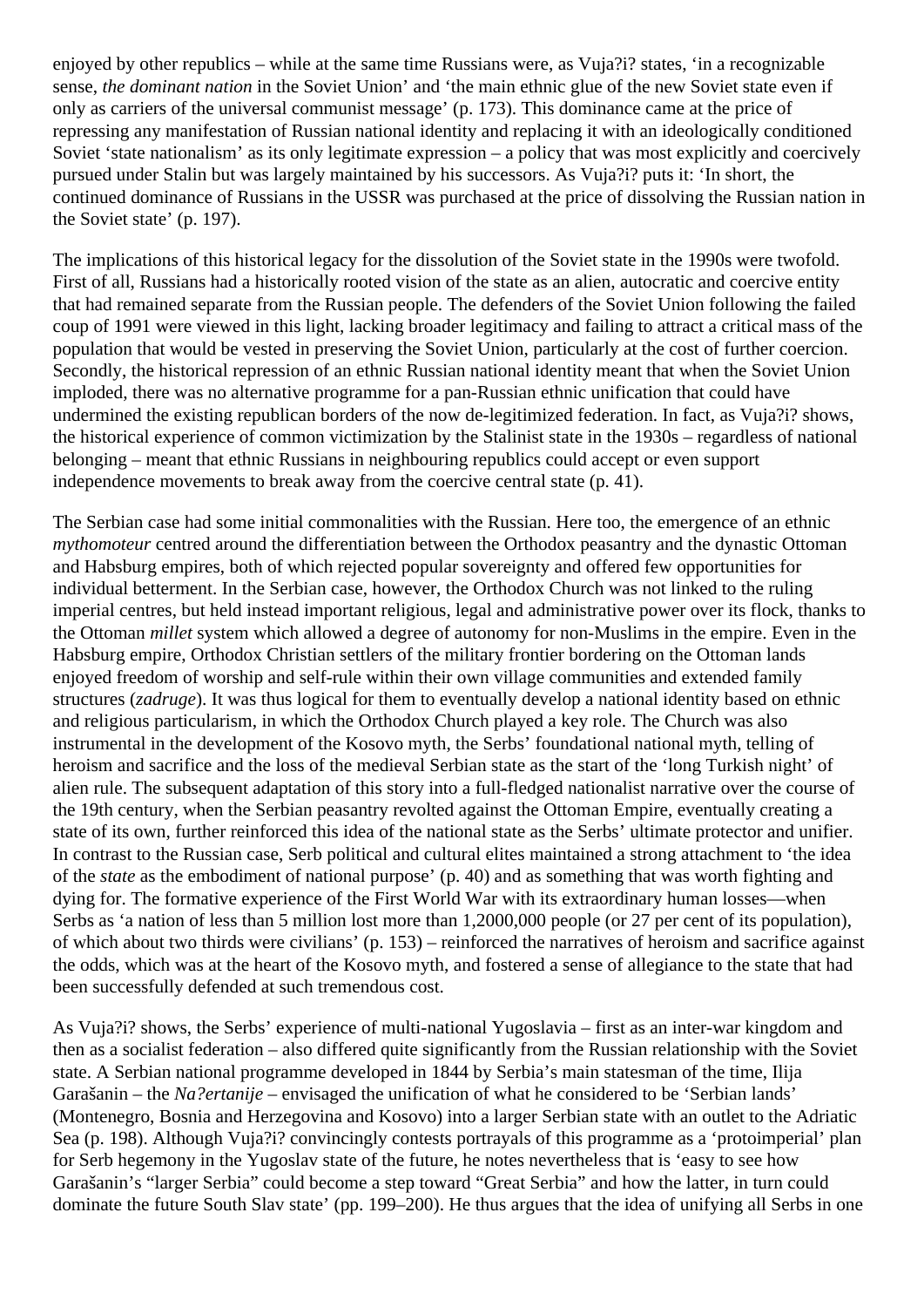enjoyed by other republics – while at the same time Russians were, as Vuja?i? states, ‘in a recognizable sense, *the dominant nation* in the Soviet Union’ and ‘the main ethnic glue of the new Soviet state even if only as carriers of the universal communist message’ (p. 173). This dominance came at the price of repressing any manifestation of Russian national identity and replacing it with an ideologically conditioned Soviet ‘state nationalism’ as its only legitimate expression – a policy that was most explicitly and coercively pursued under Stalin but was largely maintained by his successors. As Vuja?i? puts it: ‘In short, the continued dominance of Russians in the USSR was purchased at the price of dissolving the Russian nation in the Soviet state’ (p. 197).

The implications of this historical legacy for the dissolution of the Soviet state in the 1990s were twofold. First of all, Russians had a historically rooted vision of the state as an alien, autocratic and coercive entity that had remained separate from the Russian people. The defenders of the Soviet Union following the failed coup of 1991 were viewed in this light, lacking broader legitimacy and failing to attract a critical mass of the population that would be vested in preserving the Soviet Union, particularly at the cost of further coercion. Secondly, the historical repression of an ethnic Russian national identity meant that when the Soviet Union imploded, there was no alternative programme for a pan-Russian ethnic unification that could have undermined the existing republican borders of the now de-legitimized federation. In fact, as Vuja?i? shows, the historical experience of common victimization by the Stalinist state in the 1930s – regardless of national belonging – meant that ethnic Russians in neighbouring republics could accept or even support independence movements to break away from the coercive central state (p. 41).

The Serbian case had some initial commonalities with the Russian. Here too, the emergence of an ethnic *mythomoteur* centred around the differentiation between the Orthodox peasantry and the dynastic Ottoman and Habsburg empires, both of which rejected popular sovereignty and offered few opportunities for individual betterment. In the Serbian case, however, the Orthodox Church was not linked to the ruling imperial centres, but held instead important religious, legal and administrative power over its flock, thanks to the Ottoman *millet* system which allowed a degree of autonomy for non-Muslims in the empire. Even in the Habsburg empire, Orthodox Christian settlers of the military frontier bordering on the Ottoman lands enjoyed freedom of worship and self-rule within their own village communities and extended family structures (*zadruge*). It was thus logical for them to eventually develop a national identity based on ethnic and religious particularism, in which the Orthodox Church played a key role. The Church was also instrumental in the development of the Kosovo myth, the Serbs’ foundational national myth, telling of heroism and sacrifice and the loss of the medieval Serbian state as the start of the ‘long Turkish night’ of alien rule. The subsequent adaptation of this story into a full-fledged nationalist narrative over the course of the 19th century, when the Serbian peasantry revolted against the Ottoman Empire, eventually creating a state of its own, further reinforced this idea of the national state as the Serbs’ ultimate protector and unifier. In contrast to the Russian case, Serb political and cultural elites maintained a strong attachment to ‘the idea of the *state* as the embodiment of national purpose’ (p. 40) and as something that was worth fighting and dying for. The formative experience of the First World War with its extraordinary human losses—when Serbs as ‘a nation of less than 5 million lost more than 1,2000,000 people (or 27 per cent of its population), of which about two thirds were civilians’ (p. 153) – reinforced the narratives of heroism and sacrifice against the odds, which was at the heart of the Kosovo myth, and fostered a sense of allegiance to the state that had been successfully defended at such tremendous cost.

As Vuja?i? shows, the Serbs’ experience of multi-national Yugoslavia – first as an inter-war kingdom and then as a socialist federation – also differed quite significantly from the Russian relationship with the Soviet state. A Serbian national programme developed in 1844 by Serbia’s main statesman of the time, Ilija Garašanin – the *Na?ertanije* – envisaged the unification of what he considered to be ‘Serbian lands’ (Montenegro, Bosnia and Herzegovina and Kosovo) into a larger Serbian state with an outlet to the Adriatic Sea (p. 198). Although Vuja?i? convincingly contests portrayals of this programme as a ‘protoimperial’ plan for Serb hegemony in the Yugoslav state of the future, he notes nevertheless that is ‘easy to see how Garašanin’s “larger Serbia” could become a step toward “Great Serbia” and how the latter, in turn could dominate the future South Slav state’ (pp. 199–200). He thus argues that the idea of unifying all Serbs in one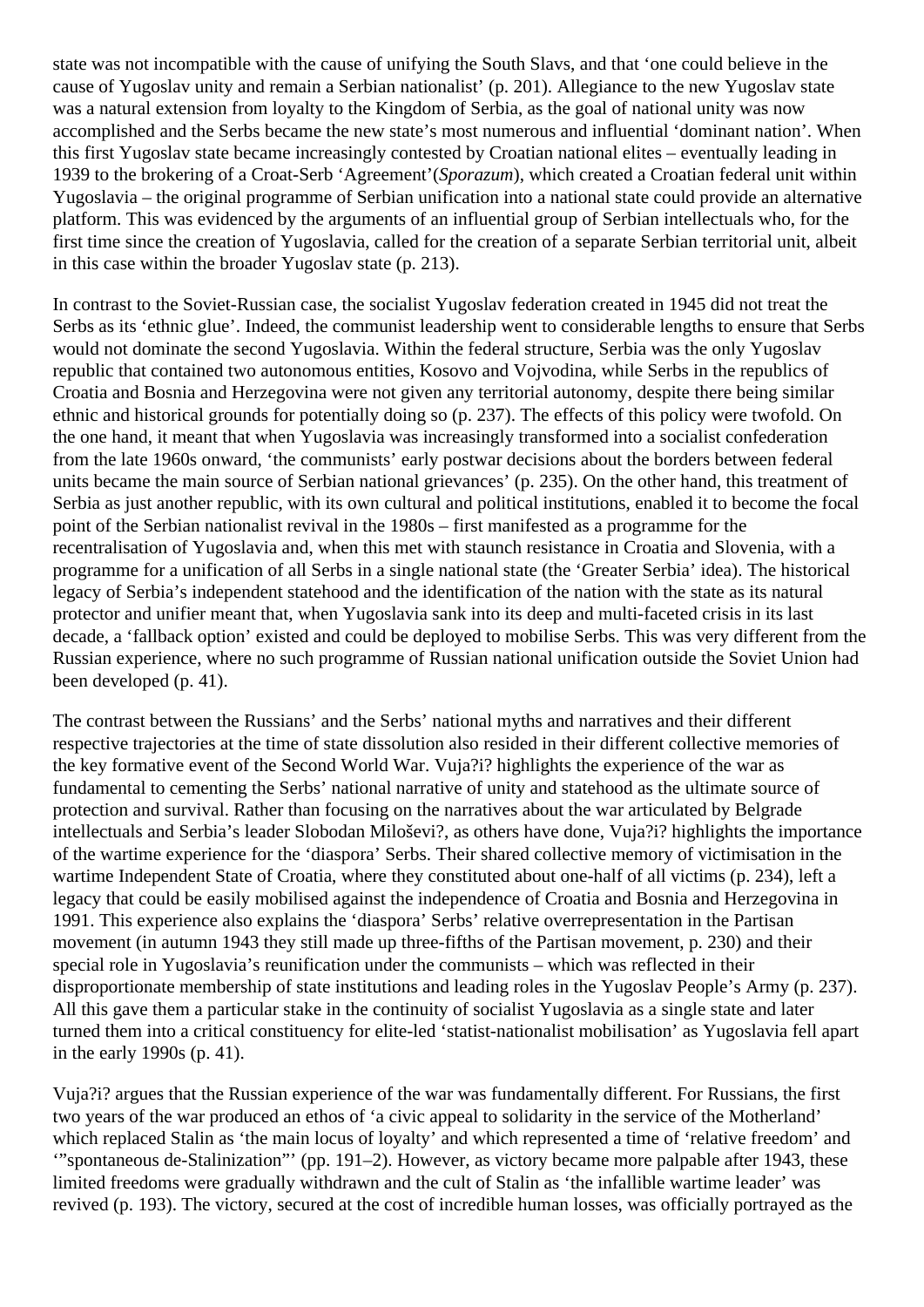state was not incompatible with the cause of unifying the South Slavs, and that ‘one could believe in the cause of Yugoslav unity and remain a Serbian nationalist’ (p. 201). Allegiance to the new Yugoslav state was a natural extension from loyalty to the Kingdom of Serbia, as the goal of national unity was now accomplished and the Serbs became the new state’s most numerous and influential ‘dominant nation’. When this first Yugoslav state became increasingly contested by Croatian national elites – eventually leading in 1939 to the brokering of a Croat-Serb ‘Agreement’(*Sporazum*), which created a Croatian federal unit within Yugoslavia – the original programme of Serbian unification into a national state could provide an alternative platform. This was evidenced by the arguments of an influential group of Serbian intellectuals who, for the first time since the creation of Yugoslavia, called for the creation of a separate Serbian territorial unit, albeit in this case within the broader Yugoslav state (p. 213).

In contrast to the Soviet-Russian case, the socialist Yugoslav federation created in 1945 did not treat the Serbs as its ‘ethnic glue’. Indeed, the communist leadership went to considerable lengths to ensure that Serbs would not dominate the second Yugoslavia. Within the federal structure, Serbia was the only Yugoslav republic that contained two autonomous entities, Kosovo and Vojvodina, while Serbs in the republics of Croatia and Bosnia and Herzegovina were not given any territorial autonomy, despite there being similar ethnic and historical grounds for potentially doing so (p. 237). The effects of this policy were twofold. On the one hand, it meant that when Yugoslavia was increasingly transformed into a socialist confederation from the late 1960s onward, ‘the communists’ early postwar decisions about the borders between federal units became the main source of Serbian national grievances’ (p. 235). On the other hand, this treatment of Serbia as just another republic, with its own cultural and political institutions, enabled it to become the focal point of the Serbian nationalist revival in the 1980s – first manifested as a programme for the recentralisation of Yugoslavia and, when this met with staunch resistance in Croatia and Slovenia, with a programme for a unification of all Serbs in a single national state (the ‘Greater Serbia’ idea). The historical legacy of Serbia’s independent statehood and the identification of the nation with the state as its natural protector and unifier meant that, when Yugoslavia sank into its deep and multi-faceted crisis in its last decade, a ‘fallback option’ existed and could be deployed to mobilise Serbs. This was very different from the Russian experience, where no such programme of Russian national unification outside the Soviet Union had been developed (p. 41).

The contrast between the Russians’ and the Serbs’ national myths and narratives and their different respective trajectories at the time of state dissolution also resided in their different collective memories of the key formative event of the Second World War. Vuja?i? highlights the experience of the war as fundamental to cementing the Serbs’ national narrative of unity and statehood as the ultimate source of protection and survival. Rather than focusing on the narratives about the war articulated by Belgrade intellectuals and Serbia’s leader Slobodan Miloševi?, as others have done, Vuja?i? highlights the importance of the wartime experience for the ‘diaspora’ Serbs. Their shared collective memory of victimisation in the wartime Independent State of Croatia, where they constituted about one-half of all victims (p. 234), left a legacy that could be easily mobilised against the independence of Croatia and Bosnia and Herzegovina in 1991. This experience also explains the ‘diaspora’ Serbs’ relative overrepresentation in the Partisan movement (in autumn 1943 they still made up three-fifths of the Partisan movement, p. 230) and their special role in Yugoslavia’s reunification under the communists – which was reflected in their disproportionate membership of state institutions and leading roles in the Yugoslav People’s Army (p. 237). All this gave them a particular stake in the continuity of socialist Yugoslavia as a single state and later turned them into a critical constituency for elite-led ‘statist-nationalist mobilisation’ as Yugoslavia fell apart in the early 1990s (p. 41).

Vuja?i? argues that the Russian experience of the war was fundamentally different. For Russians, the first two years of the war produced an ethos of ‘a civic appeal to solidarity in the service of the Motherland’ which replaced Stalin as ‘the main locus of loyalty’ and which represented a time of ‘relative freedom’ and ‘”spontaneous de-Stalinization”’ (pp. 191–2). However, as victory became more palpable after 1943, these limited freedoms were gradually withdrawn and the cult of Stalin as ‘the infallible wartime leader’ was revived (p. 193). The victory, secured at the cost of incredible human losses, was officially portrayed as the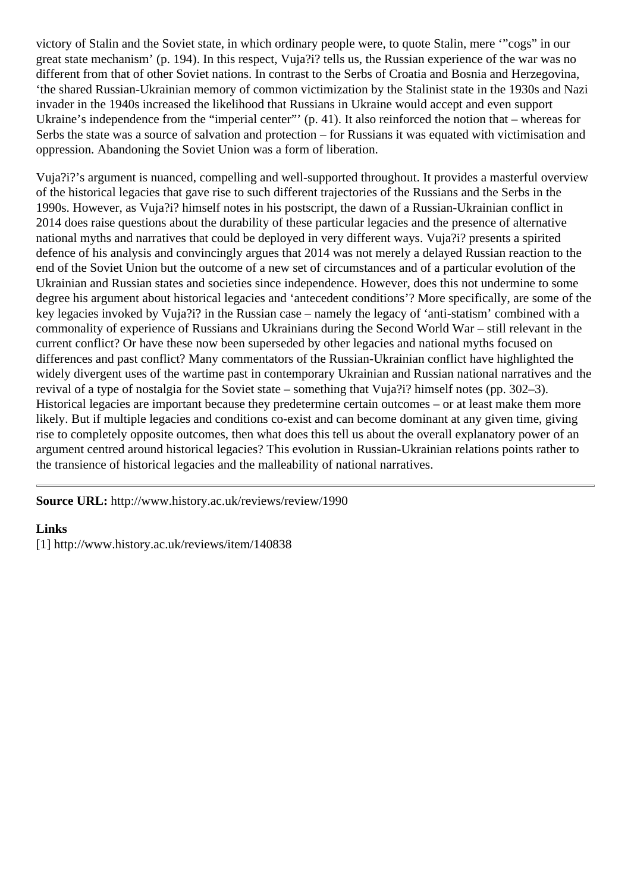victory of Stalin and the Soviet state, in which ordinary people were, to quote Stalin, mere '"cogs" in our great state mechanism' (p. 194). In this respect, Vuja?i? tells us, the Russian experience of the war was no different from that of other Soviet nations. In contrast to the Serbs of Croatia and Bosnia and Herzegovina, 'the shared Russian-Ukrainian memory of common victimization by the Stalinist state in the 1930s and Nazi invader in the 1940s increased the likelihood that Russians in Ukraine would accept and even support Ukraine's independence from the "imperial center"' (p. 41). It also reinforced the notion that – whereas for Serbs the state was a source of salvation and protection – for Russians it was equated with victimisation and oppression. Abandoning the Soviet Union was a form of liberation.

Vuja?i?'s argument is nuanced, compelling and well-supported throughout. It provides a masterful overview of the historical legacies that gave rise to such different trajectories of the Russians and the Serbs in the 1990s. However, as Vuja?i? himself notes in his postscript, the dawn of a Russian-Ukrainian conflict in 2014 does raise questions about the durability of these particular legacies and the presence of alternative national myths and narratives that could be deployed in very different ways. Vuja?i? presents a spirited defence of his analysis and convincingly argues that 2014 was not merely a delayed Russian reaction to the end of the Soviet Union but the outcome of a new set of circumstances and of a particular evolution of the Ukrainian and Russian states and societies since independence. However, does this not undermine to some degree his argument about historical legacies and 'antecedent conditions'? More specifically, are some of the key legacies invoked by Vuja?i? in the Russian case – namely the legacy of 'anti-statism' combined with a commonality of experience of Russians and Ukrainians during the Second World War – still relevant in the current conflict? Or have these now been superseded by other legacies and national myths focused on differences and past conflict? Many commentators of the Russian-Ukrainian conflict have highlighted the widely divergent uses of the wartime past in contemporary Ukrainian and Russian national narratives and the revival of a type of nostalgia for the Soviet state – something that Vuja?i? himself notes (pp. 302–3). Historical legacies are important because they predetermine certain outcomes – or at least make them more likely. But if multiple legacies and conditions co-exist and can become dominant at any given time, giving rise to completely opposite outcomes, then what does this tell us about the overall explanatory power of an argument centred around historical legacies? This evolution in Russian-Ukrainian relations points rather to the transience of historical legacies and the malleability of national narratives.

---

**Source URL:** http://www.history.ac.uk/reviews/review/1990

**Links**
[1] http://www.history.ac.uk/reviews/item/140838